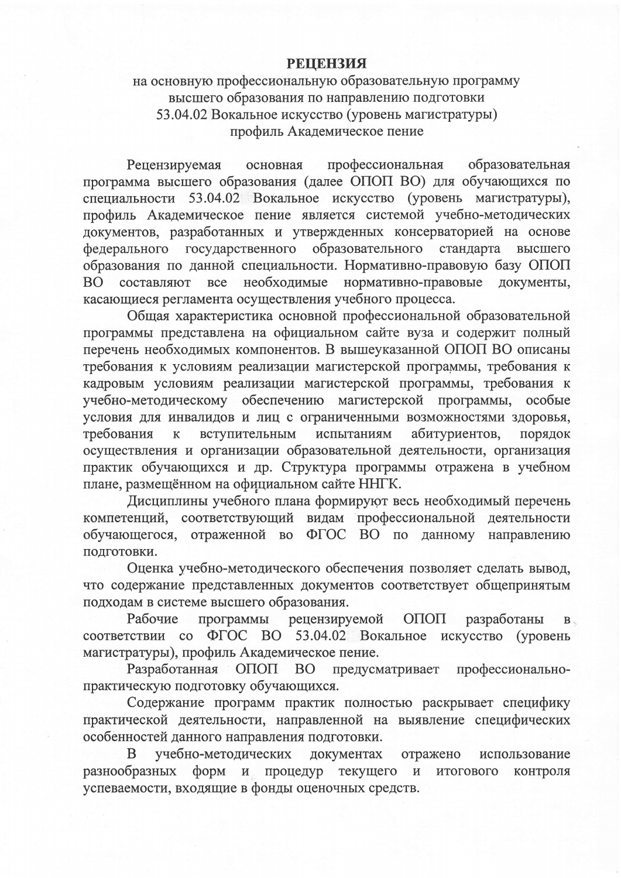# РЕЦЕНЗИЯ

на основную профессиональную образовательную программу высшего образования по направлению подготовки 53.04.02 Вокальное искусство (уровень магистратуры) профиль Академическое пение

Рецензируемая основная профессиональная образовательная программа высшего образования (далее ОПОП ВО) для обучающихся по специальности 53.04.02 Вокальное искусство (уровень магистратуры), профиль Академическое пение является системой учебно-методических документов, разработанных и утвержденных консерваторией на основе федерального государственного образовательного стандарта высшего образования по данной специальности. Нормативно-правовую базу ОПОП ВО составляют все необходимые нормативно-правовые документы, касающиеся регламента осуществления учебного процесса.

Общая характеристика основной профессиональной образовательной программы представлена на официальном сайте вуза и содержит полный перечень необходимых компонентов. В вышеуказанной ОПОП ВО описаны требования к условиям реализации магистерской программы, требования к кадровым условиям реализации магистерской программы, требования к учебно-методическому обеспечению магистерской программы, особые условия для инвалидов и лиц с ограниченными возможностями здоровья, требования к вступительным испытаниям абитуриентов, порядок осуществления и организации образовательной деятельности, организация практик обучающихся и др. Структура программы отражена в учебном плане, размещённом на официальном сайте ННГК.

Дисциплины учебного плана формируют весь необходимый перечень компетенций, соответствующий видам профессиональной деятельности обучающегося, отраженной во ФГОС ВО по данному направлению подготовки.

Оценка учебно-методического обеспечения позволяет сделать вывод, что содержание представленных документов соответствует общепринятым подходам в системе высшего образования.

Рабочие программы рецензируемой ОПОП разработаны в соответствии со ФГОС ВО 53.04.02 Вокальное искусство (уровень магистратуры), профиль Академическое пение.

Разработанная ОПОП ВО предусматривает профессионально-практическую подготовку обучающихся.

Содержание программ практик полностью раскрывает специфику практической деятельности, направленной на выявление специфических особенностей данного направления подготовки.

В учебно-методических документах отражено использование разнообразных форм и процедур текущего и итогового контроля успеваемости, входящие в фонды оценочных средств.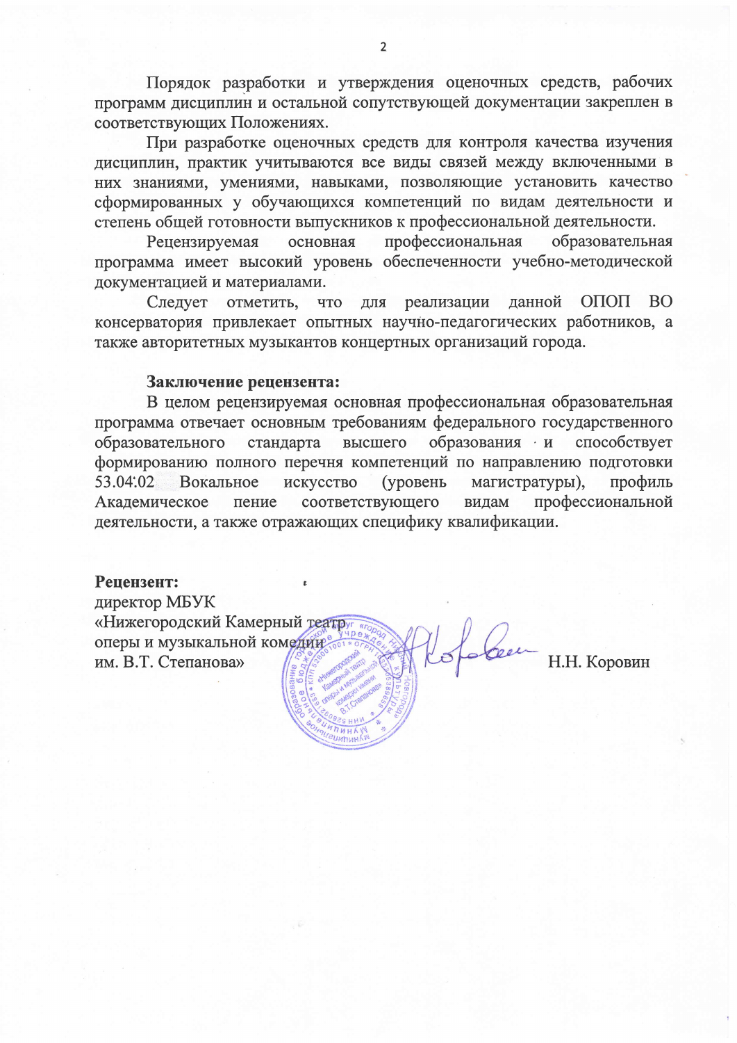Порядок разработки и утверждения оценочных средств, рабочих программ дисциплин и остальной сопутствующей документации закреплен в соответствующих Положениях.

При разработке оценочных средств для контроля качества изучения дисциплин, практик учитываются все виды связей между включенными в них знаниями, умениями, навыками, позволяющие установить качество сформированных у обучающихся компетенций по видам деятельности и степень общей готовности выпускников к профессиональной деятельности.

Рецензируемая основная профессиональная образовательная программа имеет высокий уровень обеспеченности учебно-методической документацией и материалами.

Следует отметить, что для реализации данной ОПОП ВО консерватория привлекает опытных научно-педагогических работников, а также авторитетных музыкантов концертных организаций города.

**Заключение рецензента:**

В целом рецензируемая основная профессиональная образовательная программа отвечает основным требованиям федерального государственного образовательного стандарта высшего образования и способствует формированию полного перечня компетенций по направлению подготовки 53.04.02 Вокальное искусство (уровень магистратуры), профиль Академическое пение соответствующего видам профессиональной деятельности, а также отражающих специфику квалификации.

**Рецензент:**
директор МБУК
«Нижегородский Камерный театр
оперы и музыкальной комедии
им. В.Т. Степанова» Н.Н. Коровин